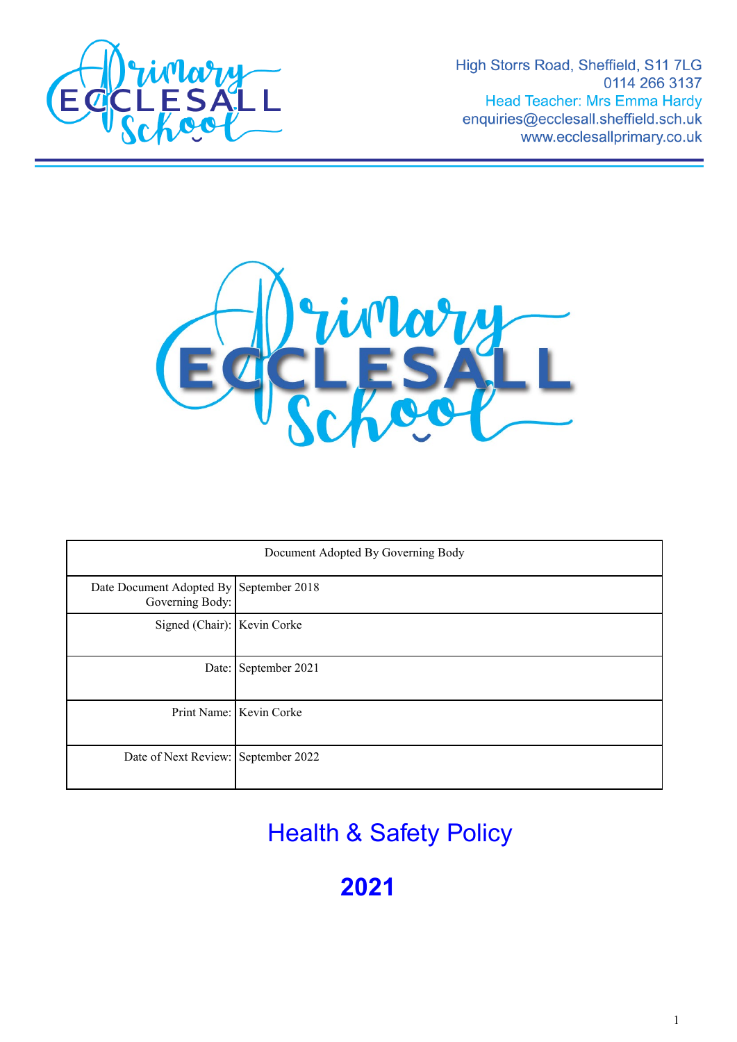High Storrs Road, Sheffield, S11 7LG
0114 266 3137
Head Teacher: Mrs Emma Hardy
enquiries@ecclesall.sheffield.sch.uk
www.ecclesallprimary.co.uk

| Document Adopted By Governing Body | |
|---|---|
| Date Document Adopted By Governing Body: | September 2018 |
| Signed (Chair): | Kevin Corke |
| Date: | September 2021 |
| Print Name: | Kevin Corke |
| Date of Next Review: | September 2022 |

# Health & Safety Policy

# 2021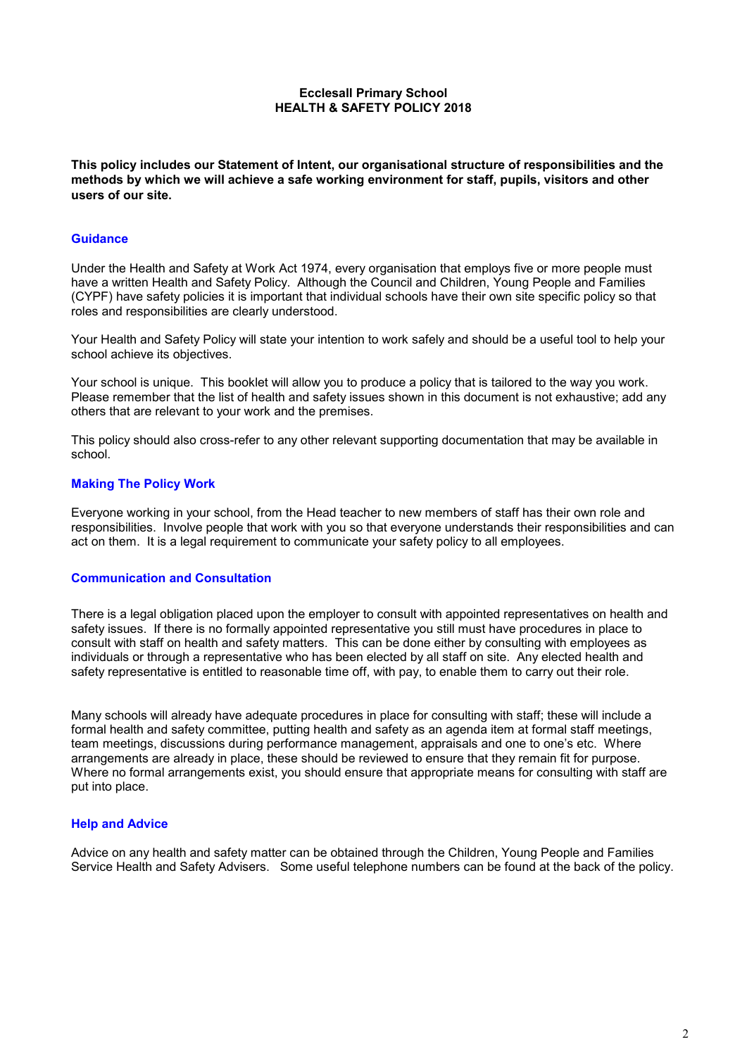**Ecclesall Primary School**
**HEALTH & SAFETY POLICY 2018**

**This policy includes our Statement of Intent, our organisational structure of responsibilities and the methods by which we will achieve a safe working environment for staff, pupils, visitors and other users of our site.**

## Guidance

Under the Health and Safety at Work Act 1974, every organisation that employs five or more people must have a written Health and Safety Policy. Although the Council and Children, Young People and Families (CYPF) have safety policies it is important that individual schools have their own site specific policy so that roles and responsibilities are clearly understood.

Your Health and Safety Policy will state your intention to work safely and should be a useful tool to help your school achieve its objectives.

Your school is unique. This booklet will allow you to produce a policy that is tailored to the way you work. Please remember that the list of health and safety issues shown in this document is not exhaustive; add any others that are relevant to your work and the premises.

This policy should also cross-refer to any other relevant supporting documentation that may be available in school.

## Making The Policy Work

Everyone working in your school, from the Head teacher to new members of staff has their own role and responsibilities. Involve people that work with you so that everyone understands their responsibilities and can act on them. It is a legal requirement to communicate your safety policy to all employees.

## Communication and Consultation

There is a legal obligation placed upon the employer to consult with appointed representatives on health and safety issues. If there is no formally appointed representative you still must have procedures in place to consult with staff on health and safety matters. This can be done either by consulting with employees as individuals or through a representative who has been elected by all staff on site. Any elected health and safety representative is entitled to reasonable time off, with pay, to enable them to carry out their role.

Many schools will already have adequate procedures in place for consulting with staff; these will include a formal health and safety committee, putting health and safety as an agenda item at formal staff meetings, team meetings, discussions during performance management, appraisals and one to one's etc. Where arrangements are already in place, these should be reviewed to ensure that they remain fit for purpose. Where no formal arrangements exist, you should ensure that appropriate means for consulting with staff are put into place.

## Help and Advice

Advice on any health and safety matter can be obtained through the Children, Young People and Families Service Health and Safety Advisers. Some useful telephone numbers can be found at the back of the policy.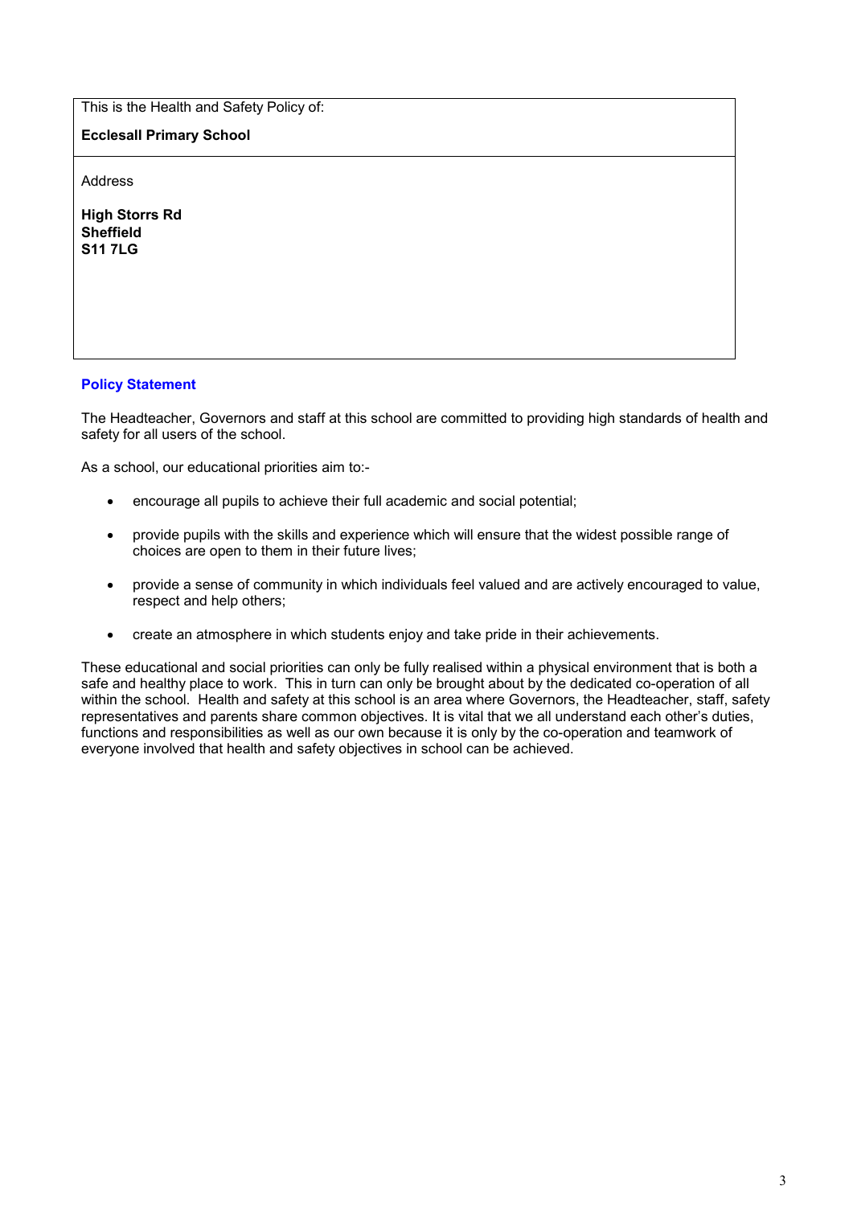This is the Health and Safety Policy of:

**Ecclesall Primary School**

Address

**High Storrs Rd**
**Sheffield**
**S11 7LG**

## Policy Statement

The Headteacher, Governors and staff at this school are committed to providing high standards of health and safety for all users of the school.

As a school, our educational priorities aim to:-

- encourage all pupils to achieve their full academic and social potential;
- provide pupils with the skills and experience which will ensure that the widest possible range of choices are open to them in their future lives;
- provide a sense of community in which individuals feel valued and are actively encouraged to value, respect and help others;
- create an atmosphere in which students enjoy and take pride in their achievements.

These educational and social priorities can only be fully realised within a physical environment that is both a safe and healthy place to work. This in turn can only be brought about by the dedicated co-operation of all within the school. Health and safety at this school is an area where Governors, the Headteacher, staff, safety representatives and parents share common objectives. It is vital that we all understand each other's duties, functions and responsibilities as well as our own because it is only by the co-operation and teamwork of everyone involved that health and safety objectives in school can be achieved.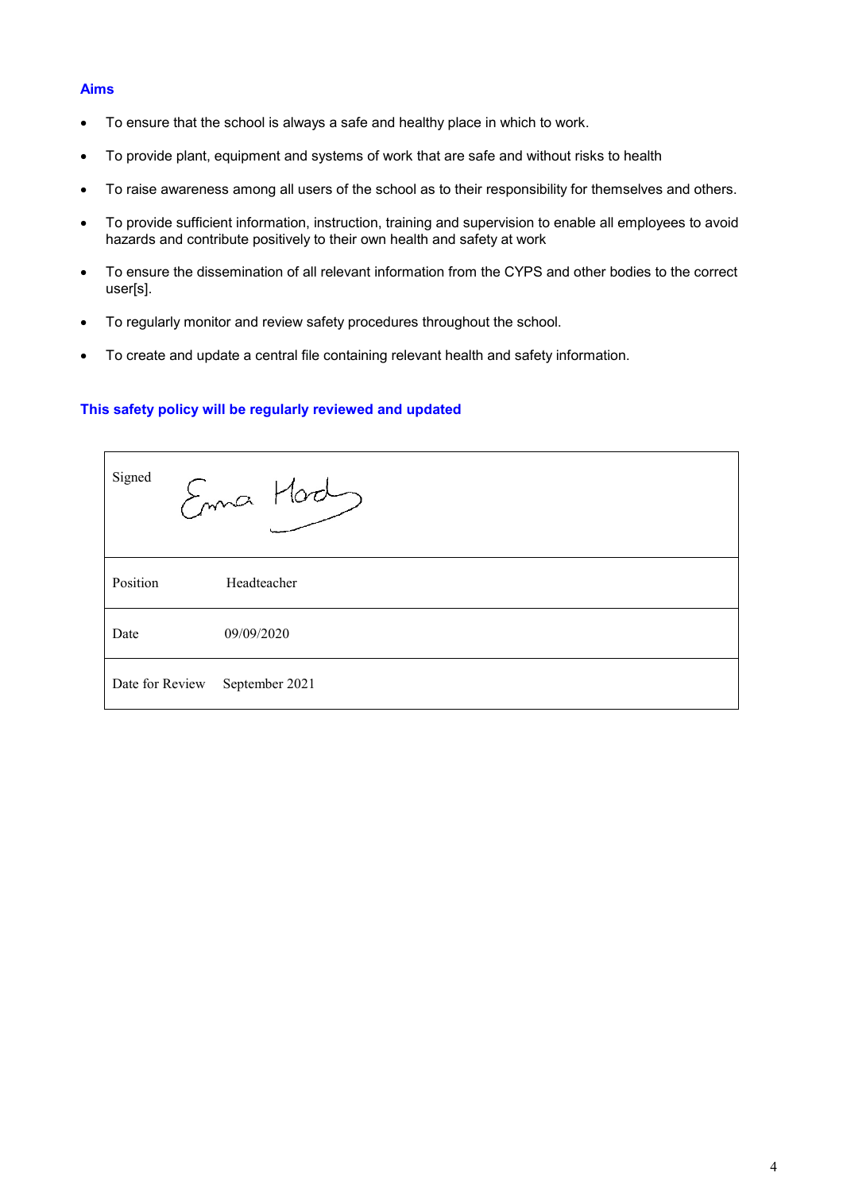## Aims

- To ensure that the school is always a safe and healthy place in which to work.
- To provide plant, equipment and systems of work that are safe and without risks to health
- To raise awareness among all users of the school as to their responsibility for themselves and others.
- To provide sufficient information, instruction, training and supervision to enable all employees to avoid hazards and contribute positively to their own health and safety at work
- To ensure the dissemination of all relevant information from the CYPS and other bodies to the correct user[s].
- To regularly monitor and review safety procedures throughout the school.
- To create and update a central file containing relevant health and safety information.

**This safety policy will be regularly reviewed and updated**

| | |
|---|---|
| Signed | Emma Hood |
| Position | Headteacher |
| Date | 09/09/2020 |
| Date for Review | September 2021 |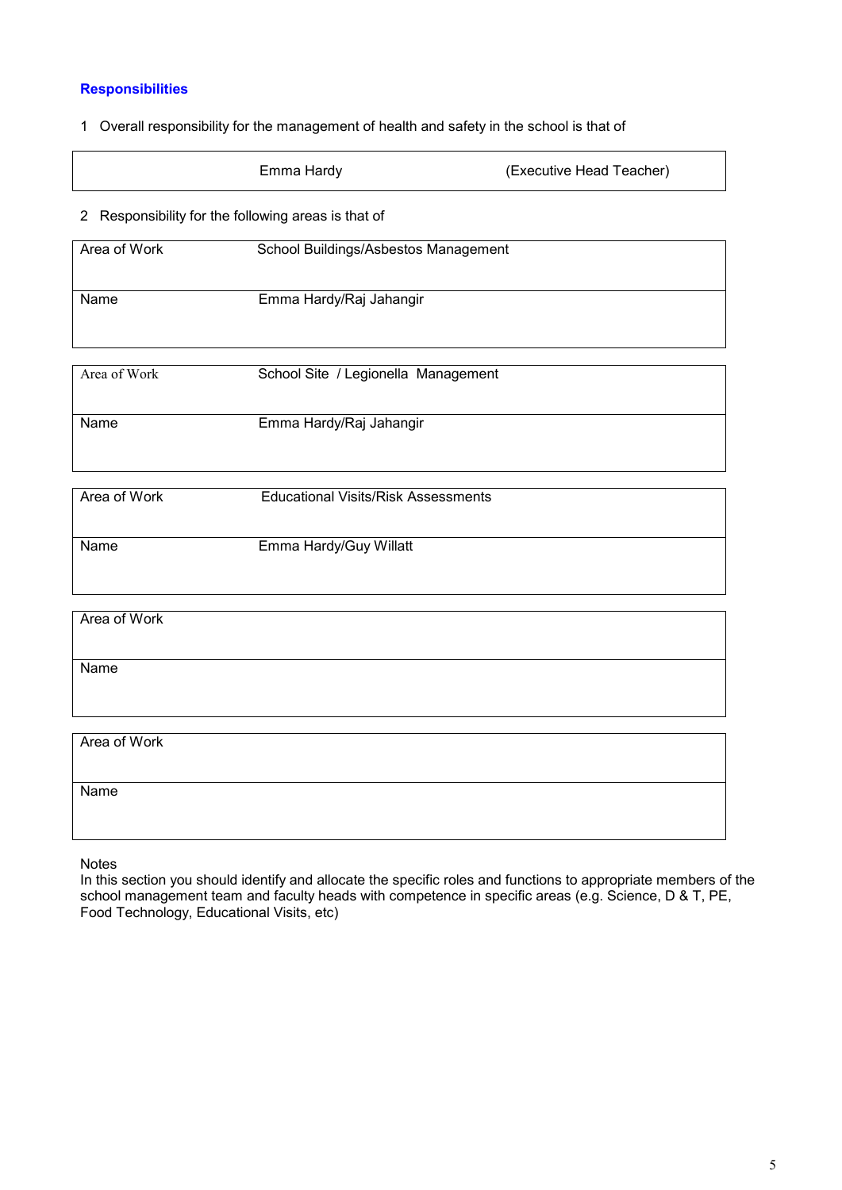### Responsibilities

1 Overall responsibility for the management of health and safety in the school is that of

| Emma Hardy | (Executive Head Teacher) |
|---|---|

2 Responsibility for the following areas is that of

| Area of Work | School Buildings/Asbestos Management |
|---|---|
| Name | Emma Hardy/Raj Jahangir |

| Area of Work | School Site / Legionella Management |
|---|---|
| Name | Emma Hardy/Raj Jahangir |

| Area of Work | Educational Visits/Risk Assessments |
|---|---|
| Name | Emma Hardy/Guy Willatt |

| Area of Work | |
|---|---|
| Name | |

| Area of Work | |
|---|---|
| Name | |

Notes
In this section you should identify and allocate the specific roles and functions to appropriate members of the school management team and faculty heads with competence in specific areas (e.g. Science, D & T, PE, Food Technology, Educational Visits, etc)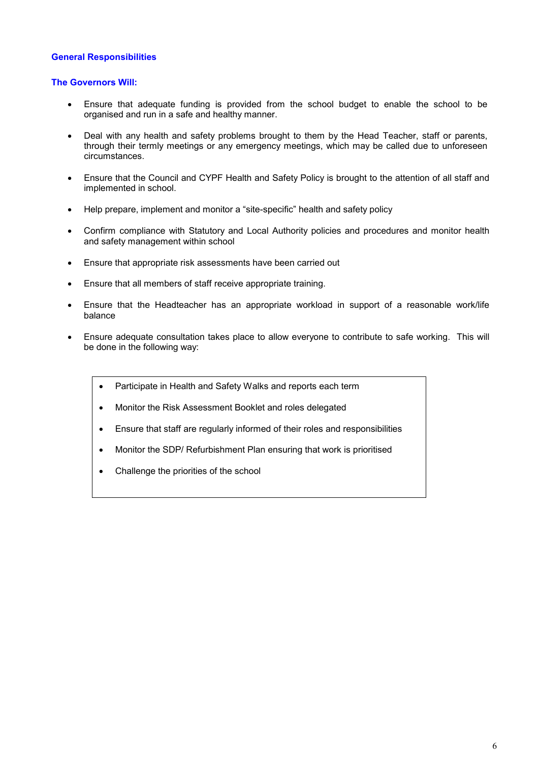## General Responsibilities

### The Governors Will:

- Ensure that adequate funding is provided from the school budget to enable the school to be organised and run in a safe and healthy manner.
- Deal with any health and safety problems brought to them by the Head Teacher, staff or parents, through their termly meetings or any emergency meetings, which may be called due to unforeseen circumstances.
- Ensure that the Council and CYPF Health and Safety Policy is brought to the attention of all staff and implemented in school.
- Help prepare, implement and monitor a "site-specific" health and safety policy
- Confirm compliance with Statutory and Local Authority policies and procedures and monitor health and safety management within school
- Ensure that appropriate risk assessments have been carried out
- Ensure that all members of staff receive appropriate training.
- Ensure that the Headteacher has an appropriate workload in support of a reasonable work/life balance
- Ensure adequate consultation takes place to allow everyone to contribute to safe working. This will be done in the following way:

  - Participate in Health and Safety Walks and reports each term
  - Monitor the Risk Assessment Booklet and roles delegated
  - Ensure that staff are regularly informed of their roles and responsibilities
  - Monitor the SDP/ Refurbishment Plan ensuring that work is prioritised
  - Challenge the priorities of the school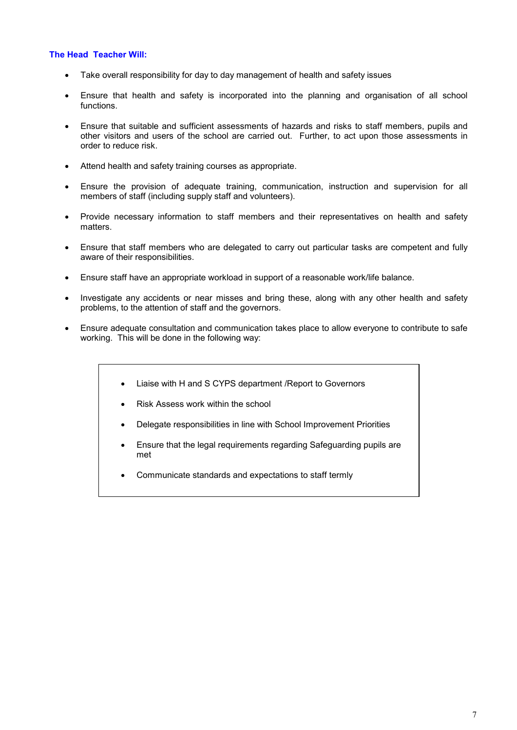### The Head Teacher Will:

- Take overall responsibility for day to day management of health and safety issues
- Ensure that health and safety is incorporated into the planning and organisation of all school functions.
- Ensure that suitable and sufficient assessments of hazards and risks to staff members, pupils and other visitors and users of the school are carried out. Further, to act upon those assessments in order to reduce risk.
- Attend health and safety training courses as appropriate.
- Ensure the provision of adequate training, communication, instruction and supervision for all members of staff (including supply staff and volunteers).
- Provide necessary information to staff members and their representatives on health and safety matters.
- Ensure that staff members who are delegated to carry out particular tasks are competent and fully aware of their responsibilities.
- Ensure staff have an appropriate workload in support of a reasonable work/life balance.
- Investigate any accidents or near misses and bring these, along with any other health and safety problems, to the attention of staff and the governors.
- Ensure adequate consultation and communication takes place to allow everyone to contribute to safe working. This will be done in the following way:

> - Liaise with H and S CYPS department /Report to Governors
> - Risk Assess work within the school
> - Delegate responsibilities in line with School Improvement Priorities
> - Ensure that the legal requirements regarding Safeguarding pupils are met
> - Communicate standards and expectations to staff termly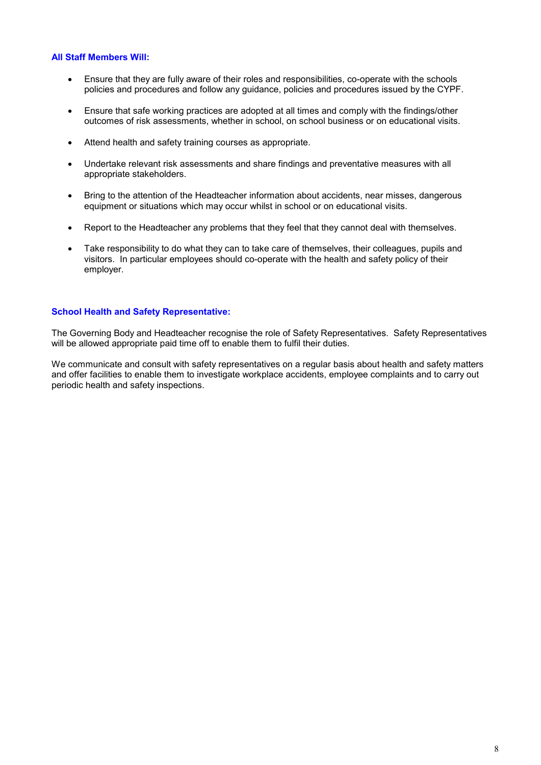### All Staff Members Will:

- Ensure that they are fully aware of their roles and responsibilities, co-operate with the schools policies and procedures and follow any guidance, policies and procedures issued by the CYPF.

- Ensure that safe working practices are adopted at all times and comply with the findings/other outcomes of risk assessments, whether in school, on school business or on educational visits.

- Attend health and safety training courses as appropriate.

- Undertake relevant risk assessments and share findings and preventative measures with all appropriate stakeholders.

- Bring to the attention of the Headteacher information about accidents, near misses, dangerous equipment or situations which may occur whilst in school or on educational visits.

- Report to the Headteacher any problems that they feel that they cannot deal with themselves.

- Take responsibility to do what they can to take care of themselves, their colleagues, pupils and visitors. In particular employees should co-operate with the health and safety policy of their employer.

### School Health and Safety Representative:

The Governing Body and Headteacher recognise the role of Safety Representatives. Safety Representatives will be allowed appropriate paid time off to enable them to fulfil their duties.

We communicate and consult with safety representatives on a regular basis about health and safety matters and offer facilities to enable them to investigate workplace accidents, employee complaints and to carry out periodic health and safety inspections.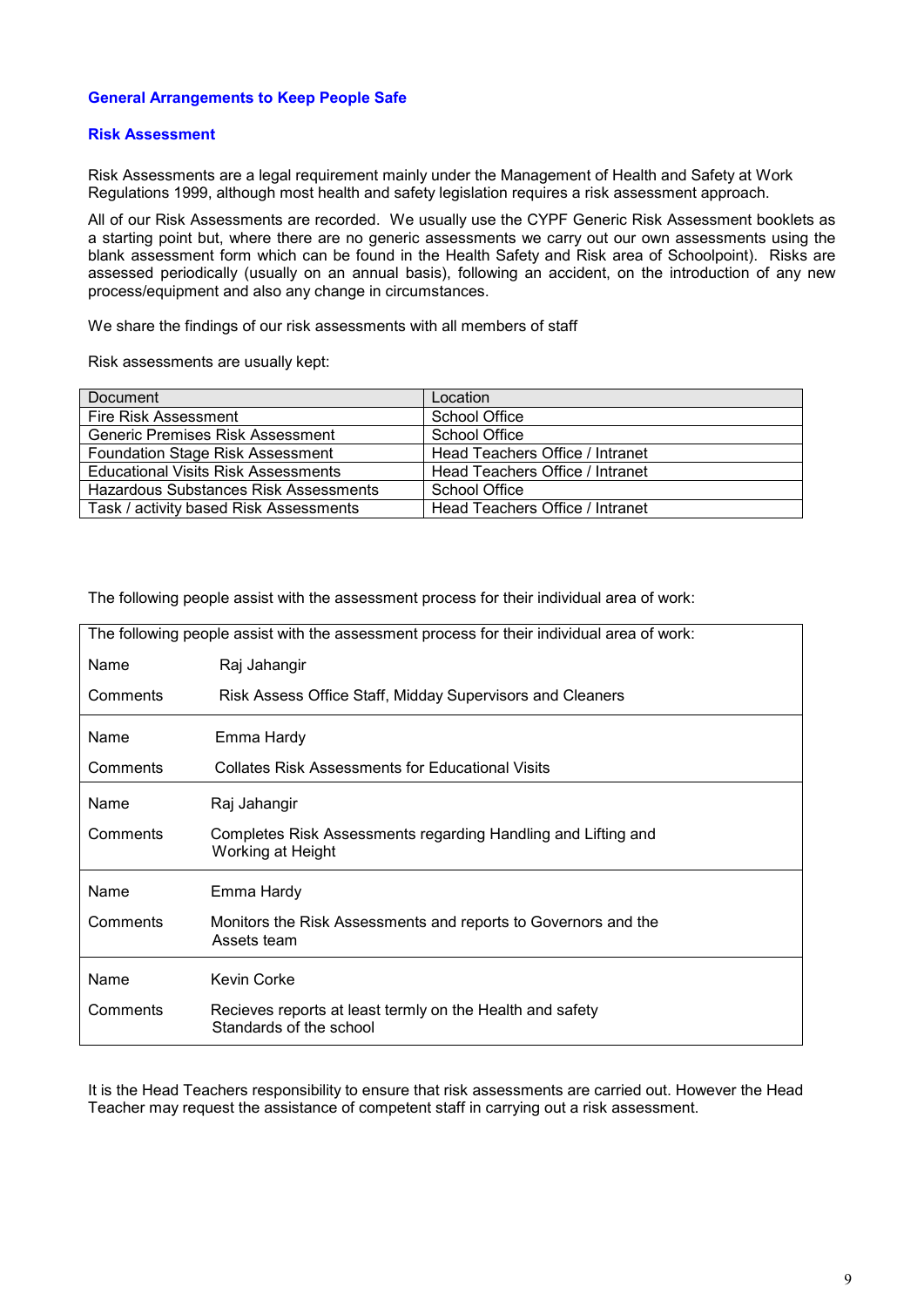## General Arrangements to Keep People Safe

### Risk Assessment

Risk Assessments are a legal requirement mainly under the Management of Health and Safety at Work Regulations 1999, although most health and safety legislation requires a risk assessment approach.

All of our Risk Assessments are recorded. We usually use the CYPF Generic Risk Assessment booklets as a starting point but, where there are no generic assessments we carry out our own assessments using the blank assessment form which can be found in the Health Safety and Risk area of Schoolpoint). Risks are assessed periodically (usually on an annual basis), following an accident, on the introduction of any new process/equipment and also any change in circumstances.

We share the findings of our risk assessments with all members of staff

Risk assessments are usually kept:

| Document | Location |
|---|---|
| Fire Risk Assessment | School Office |
| Generic Premises Risk Assessment | School Office |
| Foundation Stage Risk Assessment | Head Teachers Office / Intranet |
| Educational Visits Risk Assessments | Head Teachers Office / Intranet |
| Hazardous Substances Risk Assessments | School Office |
| Task / activity based Risk Assessments | Head Teachers Office / Intranet |

The following people assist with the assessment process for their individual area of work:

| Name | Comments |
|---|---|
| Raj Jahangir | Risk Assess Office Staff, Midday Supervisors and Cleaners |
| Emma Hardy | Collates Risk Assessments for Educational Visits |
| Raj Jahangir | Completes Risk Assessments regarding Handling and Lifting and Working at Height |
| Emma Hardy | Monitors the Risk Assessments and reports to Governors and the Assets team |
| Kevin Corke | Recieves reports at least termly on the Health and safety Standards of the school |

It is the Head Teachers responsibility to ensure that risk assessments are carried out. However the Head Teacher may request the assistance of competent staff in carrying out a risk assessment.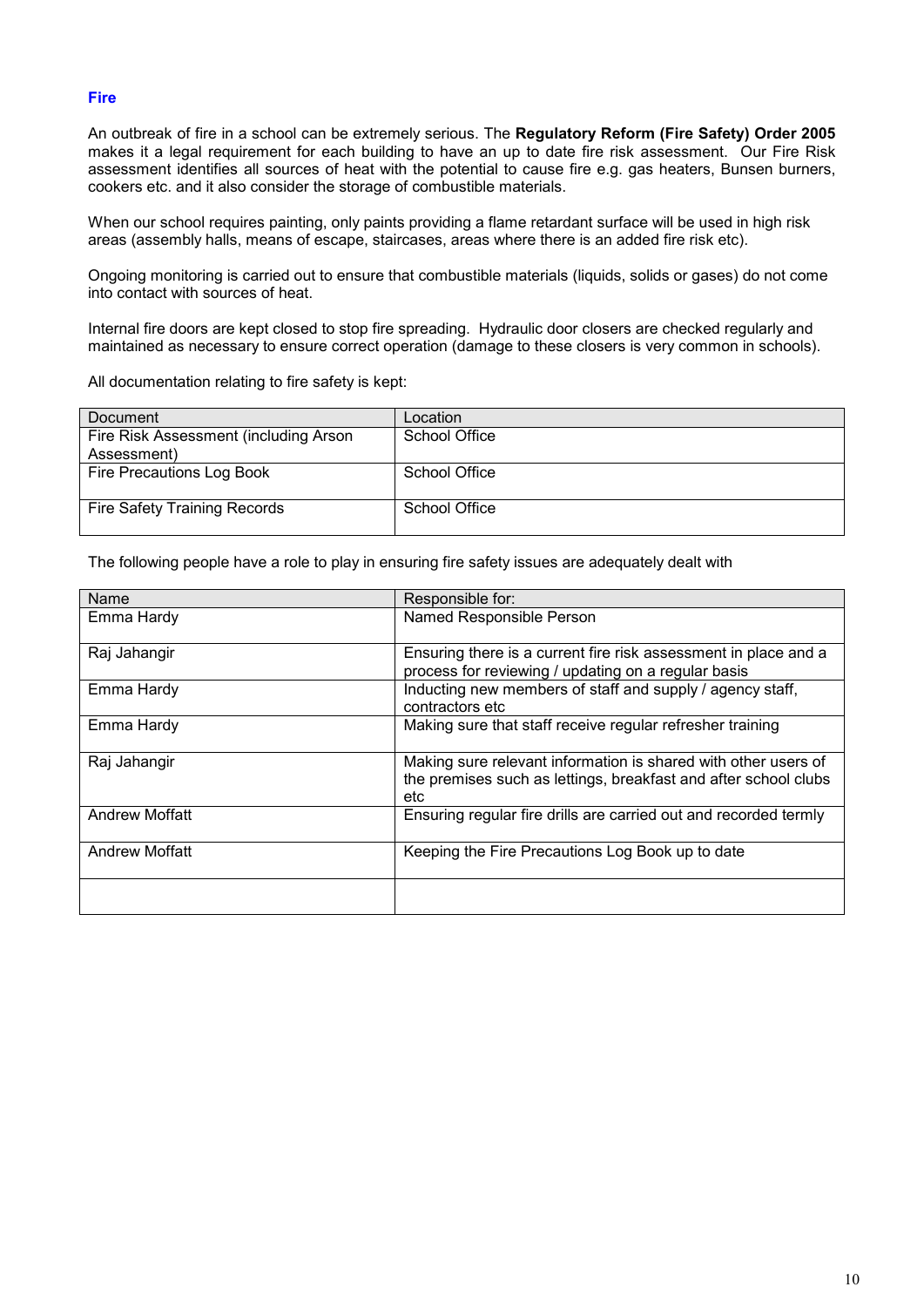### Fire

An outbreak of fire in a school can be extremely serious. The **Regulatory Reform (Fire Safety) Order 2005** makes it a legal requirement for each building to have an up to date fire risk assessment. Our Fire Risk assessment identifies all sources of heat with the potential to cause fire e.g. gas heaters, Bunsen burners, cookers etc. and it also consider the storage of combustible materials.

When our school requires painting, only paints providing a flame retardant surface will be used in high risk areas (assembly halls, means of escape, staircases, areas where there is an added fire risk etc).

Ongoing monitoring is carried out to ensure that combustible materials (liquids, solids or gases) do not come into contact with sources of heat.

Internal fire doors are kept closed to stop fire spreading. Hydraulic door closers are checked regularly and maintained as necessary to ensure correct operation (damage to these closers is very common in schools).

All documentation relating to fire safety is kept:

| Document | Location |
|---|---|
| Fire Risk Assessment (including Arson Assessment) | School Office |
| Fire Precautions Log Book | School Office |
| Fire Safety Training Records | School Office |

The following people have a role to play in ensuring fire safety issues are adequately dealt with

| Name | Responsible for: |
|---|---|
| Emma Hardy | Named Responsible Person |
| Raj Jahangir | Ensuring there is a current fire risk assessment in place and a process for reviewing / updating on a regular basis |
| Emma Hardy | Inducting new members of staff and supply / agency staff, contractors etc |
| Emma Hardy | Making sure that staff receive regular refresher training |
| Raj Jahangir | Making sure relevant information is shared with other users of the premises such as lettings, breakfast and after school clubs etc |
| Andrew Moffatt | Ensuring regular fire drills are carried out and recorded termly |
| Andrew Moffatt | Keeping the Fire Precautions Log Book up to date |
| | |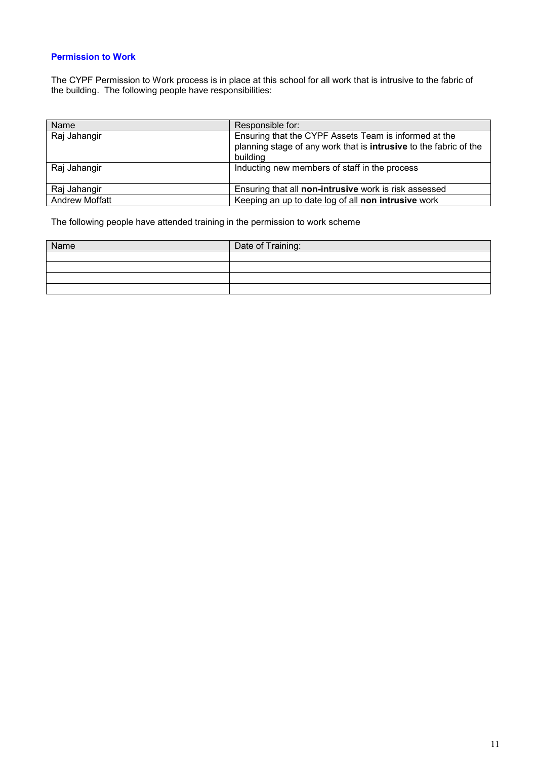### Permission to Work

The CYPF Permission to Work process is in place at this school for all work that is intrusive to the fabric of the building. The following people have responsibilities:

| Name | Responsible for: |
| --- | --- |
| Raj Jahangir | Ensuring that the CYPF Assets Team is informed at the planning stage of any work that is **intrusive** to the fabric of the building |
| Raj Jahangir | Inducting new members of staff in the process |
| Raj Jahangir | Ensuring that all **non-intrusive** work is risk assessed |
| Andrew Moffatt | Keeping an up to date log of all **non intrusive** work |

The following people have attended training in the permission to work scheme

| Name | Date of Training: |
| --- | --- |
| | |
| | |
| | |
| | |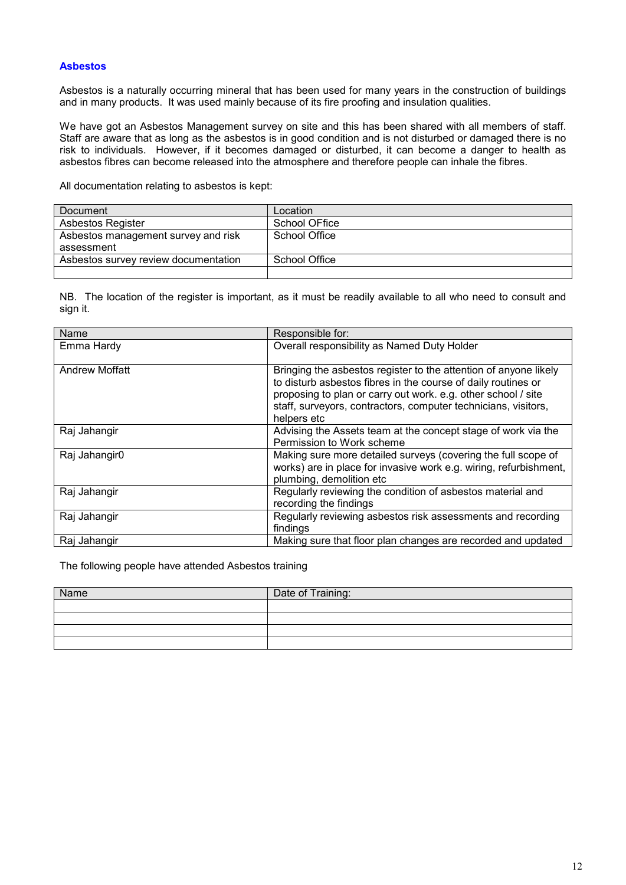## Asbestos

Asbestos is a naturally occurring mineral that has been used for many years in the construction of buildings and in many products. It was used mainly because of its fire proofing and insulation qualities.

We have got an Asbestos Management survey on site and this has been shared with all members of staff. Staff are aware that as long as the asbestos is in good condition and is not disturbed or damaged there is no risk to individuals. However, if it becomes damaged or disturbed, it can become a danger to health as asbestos fibres can become released into the atmosphere and therefore people can inhale the fibres.

All documentation relating to asbestos is kept:

| Document | Location |
|---|---|
| Asbestos Register | School OFfice |
| Asbestos management survey and risk assessment | School Office |
| Asbestos survey review documentation | School Office |
| | |

NB. The location of the register is important, as it must be readily available to all who need to consult and sign it.

| Name | Responsible for: |
|---|---|
| Emma Hardy | Overall responsibility as Named Duty Holder |
| Andrew Moffatt | Bringing the asbestos register to the attention of anyone likely to disturb asbestos fibres in the course of daily routines or proposing to plan or carry out work. e.g. other school / site staff, surveyors, contractors, computer technicians, visitors, helpers etc |
| Raj Jahangir | Advising the Assets team at the concept stage of work via the Permission to Work scheme |
| Raj Jahangir0 | Making sure more detailed surveys (covering the full scope of works) are in place for invasive work e.g. wiring, refurbishment, plumbing, demolition etc |
| Raj Jahangir | Regularly reviewing the condition of asbestos material and recording the findings |
| Raj Jahangir | Regularly reviewing asbestos risk assessments and recording findings |
| Raj Jahangir | Making sure that floor plan changes are recorded and updated |

The following people have attended Asbestos training

| Name | Date of Training: |
|---|---|
| | |
| | |
| | |
| | |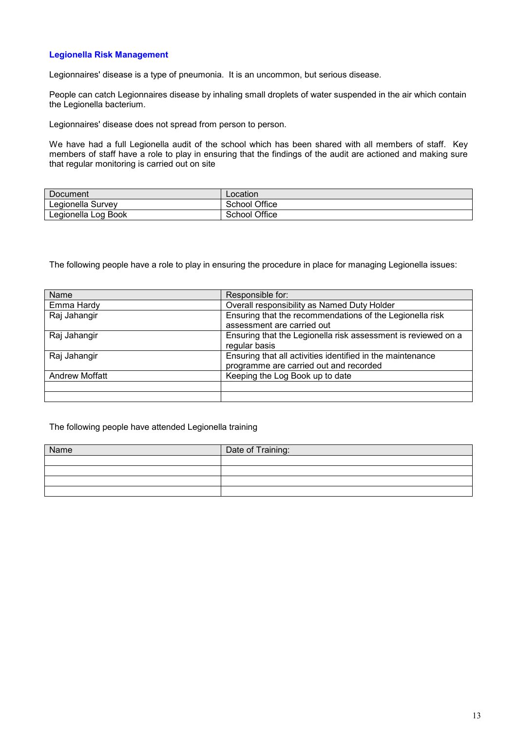## Legionella Risk Management

Legionnaires' disease is a type of pneumonia. It is an uncommon, but serious disease.

People can catch Legionnaires disease by inhaling small droplets of water suspended in the air which contain the Legionella bacterium.

Legionnaires' disease does not spread from person to person.

We have had a full Legionella audit of the school which has been shared with all members of staff. Key members of staff have a role to play in ensuring that the findings of the audit are actioned and making sure that regular monitoring is carried out on site

| Document | Location |
|---|---|
| Legionella Survey | School Office |
| Legionella Log Book | School Office |

The following people have a role to play in ensuring the procedure in place for managing Legionella issues:

| Name | Responsible for: |
|---|---|
| Emma Hardy | Overall responsibility as Named Duty Holder |
| Raj Jahangir | Ensuring that the recommendations of the Legionella risk assessment are carried out |
| Raj Jahangir | Ensuring that the Legionella risk assessment is reviewed on a regular basis |
| Raj Jahangir | Ensuring that all activities identified in the maintenance programme are carried out and recorded |
| Andrew Moffatt | Keeping the Log Book up to date |
| | |
| | |

The following people have attended Legionella training

| Name | Date of Training: |
|---|---|
| | |
| | |
| | |
| | |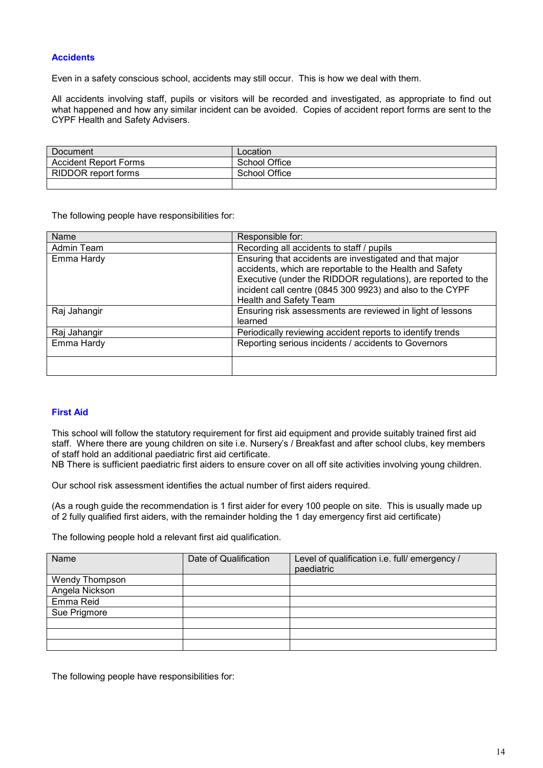## Accidents

Even in a safety conscious school, accidents may still occur. This is how we deal with them.

All accidents involving staff, pupils or visitors will be recorded and investigated, as appropriate to find out what happened and how any similar incident can be avoided. Copies of accident report forms are sent to the CYPF Health and Safety Advisers.

| Document | Location |
|---|---|
| Accident Report Forms | School Office |
| RIDDOR report forms | School Office |
| | |

The following people have responsibilities for:

| Name | Responsible for: |
|---|---|
| Admin Team | Recording all accidents to staff / pupils |
| Emma Hardy | Ensuring that accidents are investigated and that major accidents, which are reportable to the Health and Safety Executive (under the RIDDOR regulations), are reported to the incident call centre (0845 300 9923) and also to the CYPF Health and Safety Team |
| Raj Jahangir | Ensuring risk assessments are reviewed in light of lessons learned |
| Raj Jahangir | Periodically reviewing accident reports to identify trends |
| Emma Hardy | Reporting serious incidents / accidents to Governors |
| | |

## First Aid

This school will follow the statutory requirement for first aid equipment and provide suitably trained first aid staff. Where there are young children on site i.e. Nursery's / Breakfast and after school clubs, key members of staff hold an additional paediatric first aid certificate.
NB There is sufficient paediatric first aiders to ensure cover on all off site activities involving young children.

Our school risk assessment identifies the actual number of first aiders required.

(As a rough guide the recommendation is 1 first aider for every 100 people on site. This is usually made up of 2 fully qualified first aiders, with the remainder holding the 1 day emergency first aid certificate)

The following people hold a relevant first aid qualification.

| Name | Date of Qualification | Level of qualification i.e. full/ emergency / paediatric |
|---|---|---|
| Wendy Thompson | | |
| Angela Nickson | | |
| Emma Reid | | |
| Sue Prigmore | | |
| | | |
| | | |
| | | |

The following people have responsibilities for: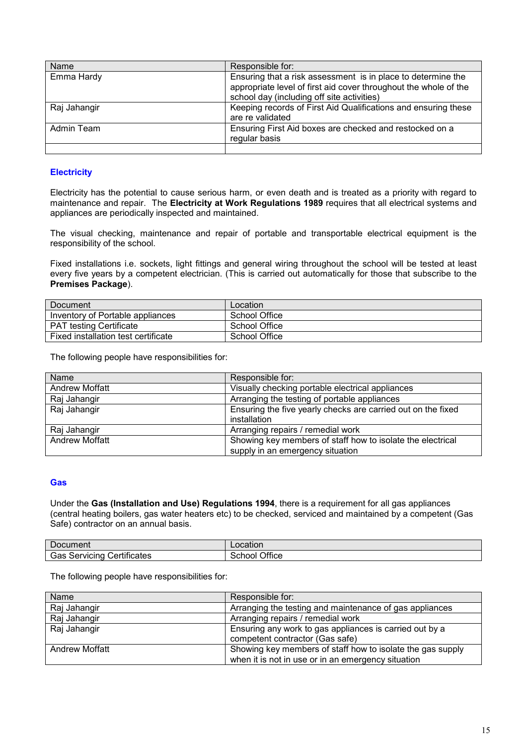| Name | Responsible for: |
| --- | --- |
| Emma Hardy | Ensuring that a risk assessment is in place to determine the appropriate level of first aid cover throughout the whole of the school day (including off site activities) |
| Raj Jahangir | Keeping records of First Aid Qualifications and ensuring these are re validated |
| Admin Team | Ensuring First Aid boxes are checked and restocked on a regular basis |
| | |

## Electricity

Electricity has the potential to cause serious harm, or even death and is treated as a priority with regard to maintenance and repair. The **Electricity at Work Regulations 1989** requires that all electrical systems and appliances are periodically inspected and maintained.

The visual checking, maintenance and repair of portable and transportable electrical equipment is the responsibility of the school.

Fixed installations i.e. sockets, light fittings and general wiring throughout the school will be tested at least every five years by a competent electrician. (This is carried out automatically for those that subscribe to the **Premises Package**).

| Document | Location |
| --- | --- |
| Inventory of Portable appliances | School Office |
| PAT testing Certificate | School Office |
| Fixed installation test certificate | School Office |

The following people have responsibilities for:

| Name | Responsible for: |
| --- | --- |
| Andrew Moffatt | Visually checking portable electrical appliances |
| Raj Jahangir | Arranging the testing of portable appliances |
| Raj Jahangir | Ensuring the five yearly checks are carried out on the fixed installation |
| Raj Jahangir | Arranging repairs / remedial work |
| Andrew Moffatt | Showing key members of staff how to isolate the electrical supply in an emergency situation |

## Gas

Under the **Gas (Installation and Use) Regulations 1994**, there is a requirement for all gas appliances (central heating boilers, gas water heaters etc) to be checked, serviced and maintained by a competent (Gas Safe) contractor on an annual basis.

| Document | Location |
| --- | --- |
| Gas Servicing Certificates | School Office |

The following people have responsibilities for:

| Name | Responsible for: |
| --- | --- |
| Raj Jahangir | Arranging the testing and maintenance of gas appliances |
| Raj Jahangir | Arranging repairs / remedial work |
| Raj Jahangir | Ensuring any work to gas appliances is carried out by a competent contractor (Gas safe) |
| Andrew Moffatt | Showing key members of staff how to isolate the gas supply when it is not in use or in an emergency situation |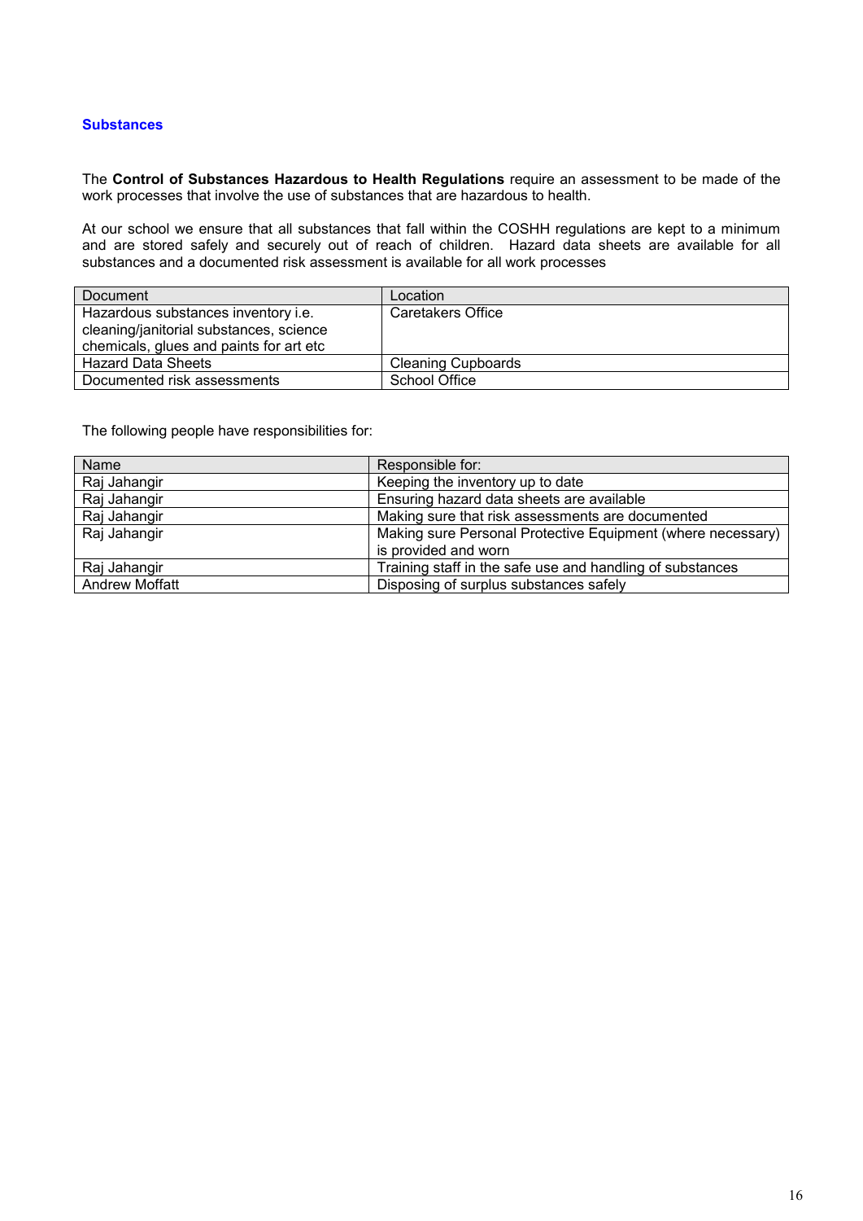## Substances

The **Control of Substances Hazardous to Health Regulations** require an assessment to be made of the work processes that involve the use of substances that are hazardous to health.

At our school we ensure that all substances that fall within the COSHH regulations are kept to a minimum and are stored safely and securely out of reach of children. Hazard data sheets are available for all substances and a documented risk assessment is available for all work processes

| Document | Location |
|---|---|
| Hazardous substances inventory i.e. cleaning/janitorial substances, science chemicals, glues and paints for art etc | Caretakers Office |
| Hazard Data Sheets | Cleaning Cupboards |
| Documented risk assessments | School Office |

The following people have responsibilities for:

| Name | Responsible for: |
|---|---|
| Raj Jahangir | Keeping the inventory up to date |
| Raj Jahangir | Ensuring hazard data sheets are available |
| Raj Jahangir | Making sure that risk assessments are documented |
| Raj Jahangir | Making sure Personal Protective Equipment (where necessary) is provided and worn |
| Raj Jahangir | Training staff in the safe use and handling of substances |
| Andrew Moffatt | Disposing of surplus substances safely |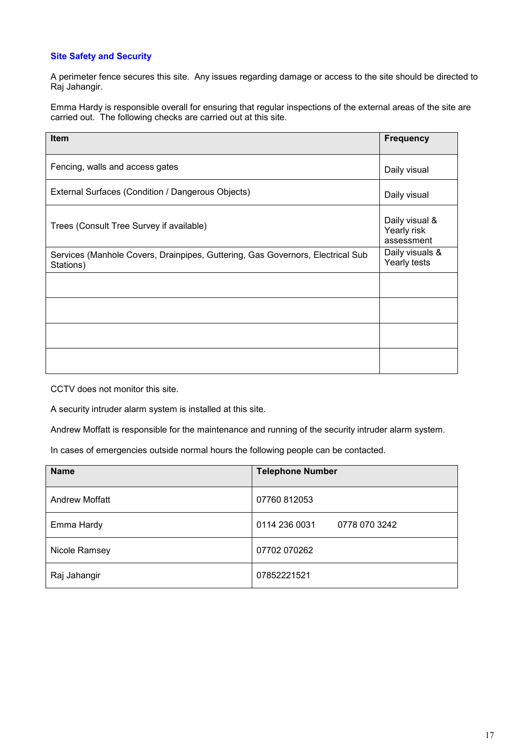## Site Safety and Security

A perimeter fence secures this site. Any issues regarding damage or access to the site should be directed to Raj Jahangir.

Emma Hardy is responsible overall for ensuring that regular inspections of the external areas of the site are carried out. The following checks are carried out at this site.

| Item | Frequency |
| --- | --- |
| Fencing, walls and access gates | Daily visual |
| External Surfaces (Condition / Dangerous Objects) | Daily visual |
| Trees (Consult Tree Survey if available) | Daily visual & Yearly risk assessment |
| Services (Manhole Covers, Drainpipes, Guttering, Gas Governors, Electrical Sub Stations) | Daily visuals & Yearly tests |
| | |
| | |
| | |
| | |

CCTV does not monitor this site.

A security intruder alarm system is installed at this site.

Andrew Moffatt is responsible for the maintenance and running of the security intruder alarm system.

In cases of emergencies outside normal hours the following people can be contacted.

| Name | Telephone Number |
| --- | --- |
| Andrew Moffatt | 07760 812053 |
| Emma Hardy | 0114 236 0031 0778 070 3242 |
| Nicole Ramsey | 07702 070262 |
| Raj Jahangir | 07852221521 |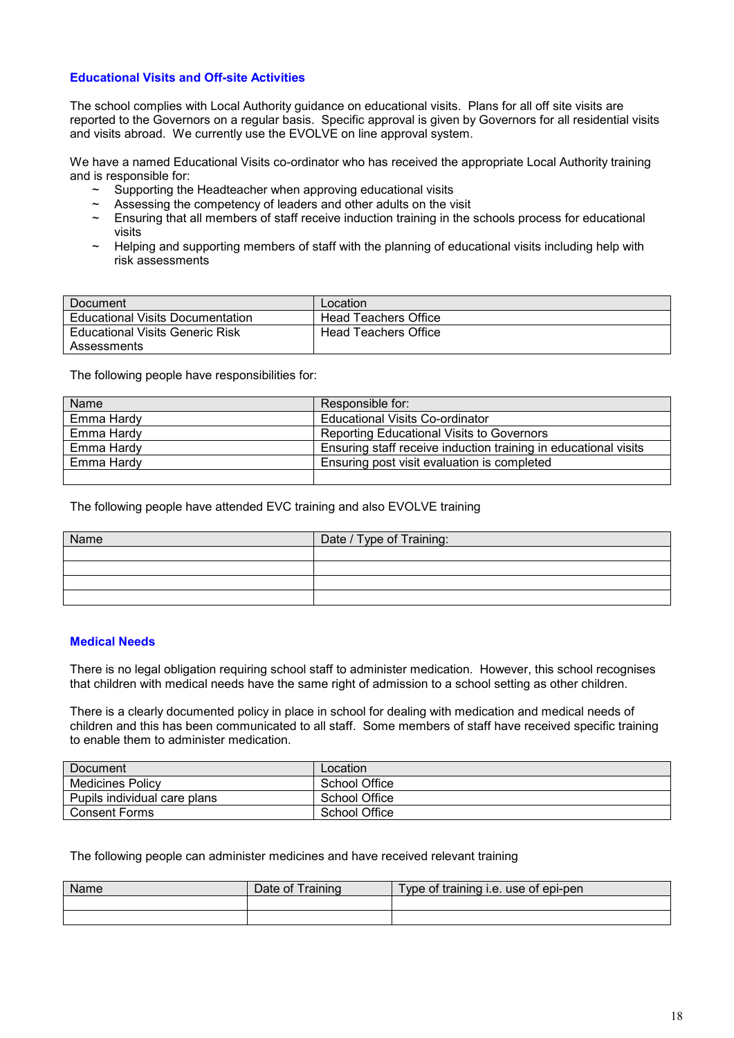## Educational Visits and Off-site Activities

The school complies with Local Authority guidance on educational visits. Plans for all off site visits are reported to the Governors on a regular basis. Specific approval is given by Governors for all residential visits and visits abroad. We currently use the EVOLVE on line approval system.

We have a named Educational Visits co-ordinator who has received the appropriate Local Authority training and is responsible for:

~ Supporting the Headteacher when approving educational visits
~ Assessing the competency of leaders and other adults on the visit
~ Ensuring that all members of staff receive induction training in the schools process for educational visits
~ Helping and supporting members of staff with the planning of educational visits including help with risk assessments

| Document | Location |
|---|---|
| Educational Visits Documentation | Head Teachers Office |
| Educational Visits Generic Risk Assessments | Head Teachers Office |

The following people have responsibilities for:

| Name | Responsible for: |
|---|---|
| Emma Hardy | Educational Visits Co-ordinator |
| Emma Hardy | Reporting Educational Visits to Governors |
| Emma Hardy | Ensuring staff receive induction training in educational visits |
| Emma Hardy | Ensuring post visit evaluation is completed |
| | |

The following people have attended EVC training and also EVOLVE training

| Name | Date / Type of Training: |
|---|---|
| | |
| | |
| | |
| | |

## Medical Needs

There is no legal obligation requiring school staff to administer medication. However, this school recognises that children with medical needs have the same right of admission to a school setting as other children.

There is a clearly documented policy in place in school for dealing with medication and medical needs of children and this has been communicated to all staff. Some members of staff have received specific training to enable them to administer medication.

| Document | Location |
|---|---|
| Medicines Policy | School Office |
| Pupils individual care plans | School Office |
| Consent Forms | School Office |

The following people can administer medicines and have received relevant training

| Name | Date of Training | Type of training i.e. use of epi-pen |
|---|---|---|
| | | |
| | | |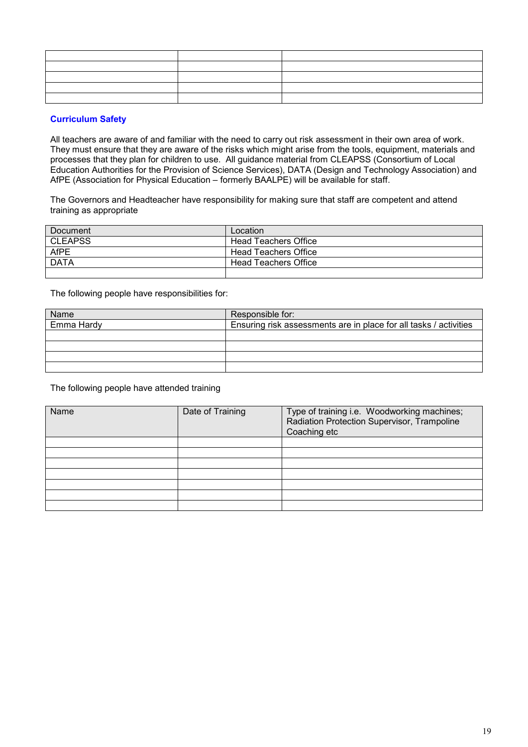| | | |
|---|---|---|
| | | |
| | | |
| | | |
| | | |
| | | |

## Curriculum Safety

All teachers are aware of and familiar with the need to carry out risk assessment in their own area of work. They must ensure that they are aware of the risks which might arise from the tools, equipment, materials and processes that they plan for children to use. All guidance material from CLEAPSS (Consortium of Local Education Authorities for the Provision of Science Services), DATA (Design and Technology Association) and AfPE (Association for Physical Education – formerly BAALPE) will be available for staff.

The Governors and Headteacher have responsibility for making sure that staff are competent and attend training as appropriate

| Document | Location |
|---|---|
| CLEAPSS | Head Teachers Office |
| AfPE | Head Teachers Office |
| DATA | Head Teachers Office |
| | |

The following people have responsibilities for:

| Name | Responsible for: |
|---|---|
| Emma Hardy | Ensuring risk assessments are in place for all tasks / activities |
| | |
| | |
| | |
| | |

The following people have attended training

| Name | Date of Training | Type of training i.e. Woodworking machines; Radiation Protection Supervisor, Trampoline Coaching etc |
|---|---|---|
| | | |
| | | |
| | | |
| | | |
| | | |
| | | |
| | | |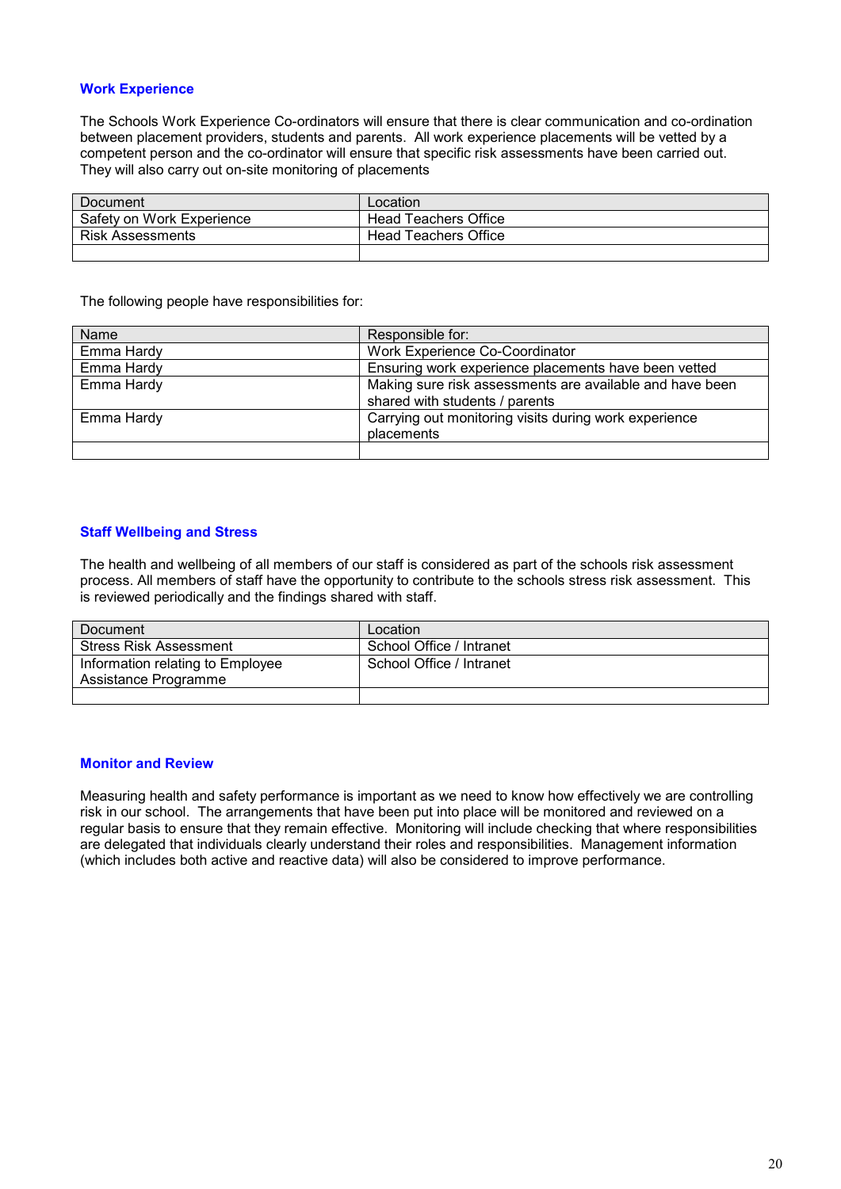### Work Experience

The Schools Work Experience Co-ordinators will ensure that there is clear communication and co-ordination between placement providers, students and parents. All work experience placements will be vetted by a competent person and the co-ordinator will ensure that specific risk assessments have been carried out. They will also carry out on-site monitoring of placements

| Document | Location |
|---|---|
| Safety on Work Experience | Head Teachers Office |
| Risk Assessments | Head Teachers Office |
| | |

The following people have responsibilities for:

| Name | Responsible for: |
|---|---|
| Emma Hardy | Work Experience Co-Coordinator |
| Emma Hardy | Ensuring work experience placements have been vetted |
| Emma Hardy | Making sure risk assessments are available and have been shared with students / parents |
| Emma Hardy | Carrying out monitoring visits during work experience placements |
| | |

### Staff Wellbeing and Stress

The health and wellbeing of all members of our staff is considered as part of the schools risk assessment process. All members of staff have the opportunity to contribute to the schools stress risk assessment. This is reviewed periodically and the findings shared with staff.

| Document | Location |
|---|---|
| Stress Risk Assessment | School Office / Intranet |
| Information relating to Employee Assistance Programme | School Office / Intranet |
| | |

### Monitor and Review

Measuring health and safety performance is important as we need to know how effectively we are controlling risk in our school. The arrangements that have been put into place will be monitored and reviewed on a regular basis to ensure that they remain effective. Monitoring will include checking that where responsibilities are delegated that individuals clearly understand their roles and responsibilities. Management information (which includes both active and reactive data) will also be considered to improve performance.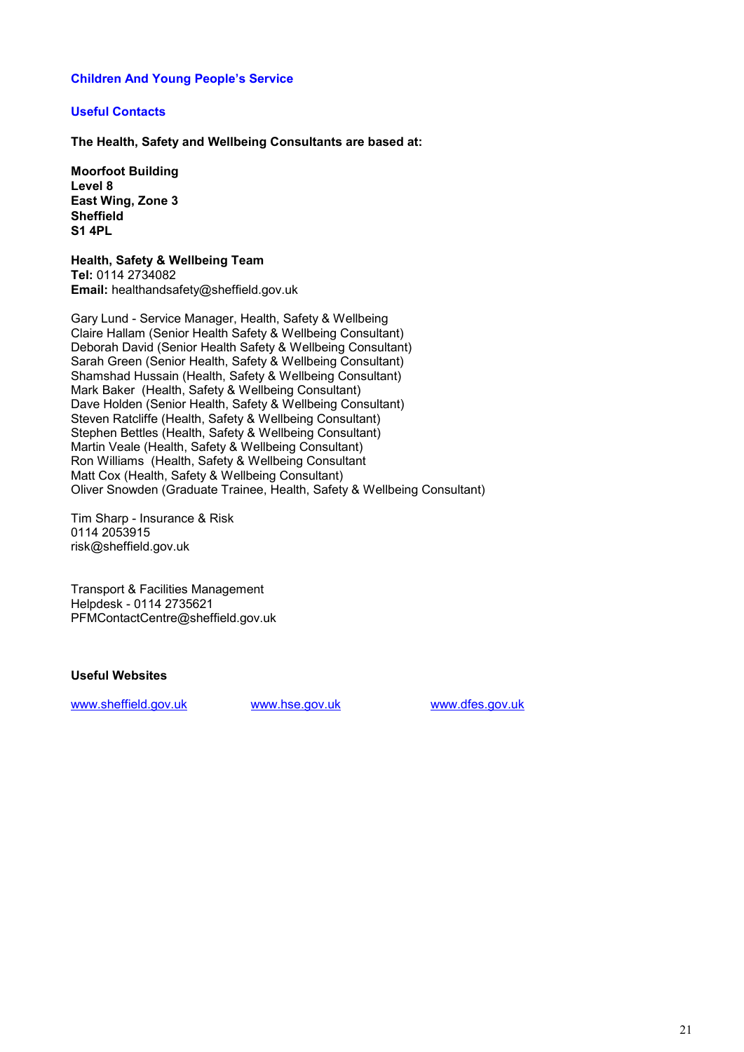## Children And Young People's Service

### Useful Contacts

**The Health, Safety and Wellbeing Consultants are based at:**

**Moorfoot Building**
**Level 8**
**East Wing, Zone 3**
**Sheffield**
**S1 4PL**

**Health, Safety & Wellbeing Team**
**Tel:** 0114 2734082
**Email:** healthandsafety@sheffield.gov.uk

Gary Lund - Service Manager, Health, Safety & Wellbeing
Claire Hallam (Senior Health Safety & Wellbeing Consultant)
Deborah David (Senior Health Safety & Wellbeing Consultant)
Sarah Green (Senior Health, Safety & Wellbeing Consultant)
Shamshad Hussain (Health, Safety & Wellbeing Consultant)
Mark Baker (Health, Safety & Wellbeing Consultant)
Dave Holden (Senior Health, Safety & Wellbeing Consultant)
Steven Ratcliffe (Health, Safety & Wellbeing Consultant)
Stephen Bettles (Health, Safety & Wellbeing Consultant)
Martin Veale (Health, Safety & Wellbeing Consultant)
Ron Williams (Health, Safety & Wellbeing Consultant
Matt Cox (Health, Safety & Wellbeing Consultant)
Oliver Snowden (Graduate Trainee, Health, Safety & Wellbeing Consultant)

Tim Sharp - Insurance & Risk
0114 2053915
risk@sheffield.gov.uk

Transport & Facilities Management
Helpdesk - 0114 2735621
PFMContactCentre@sheffield.gov.uk

**Useful Websites**

www.sheffield.gov.uk www.hse.gov.uk www.dfes.gov.uk